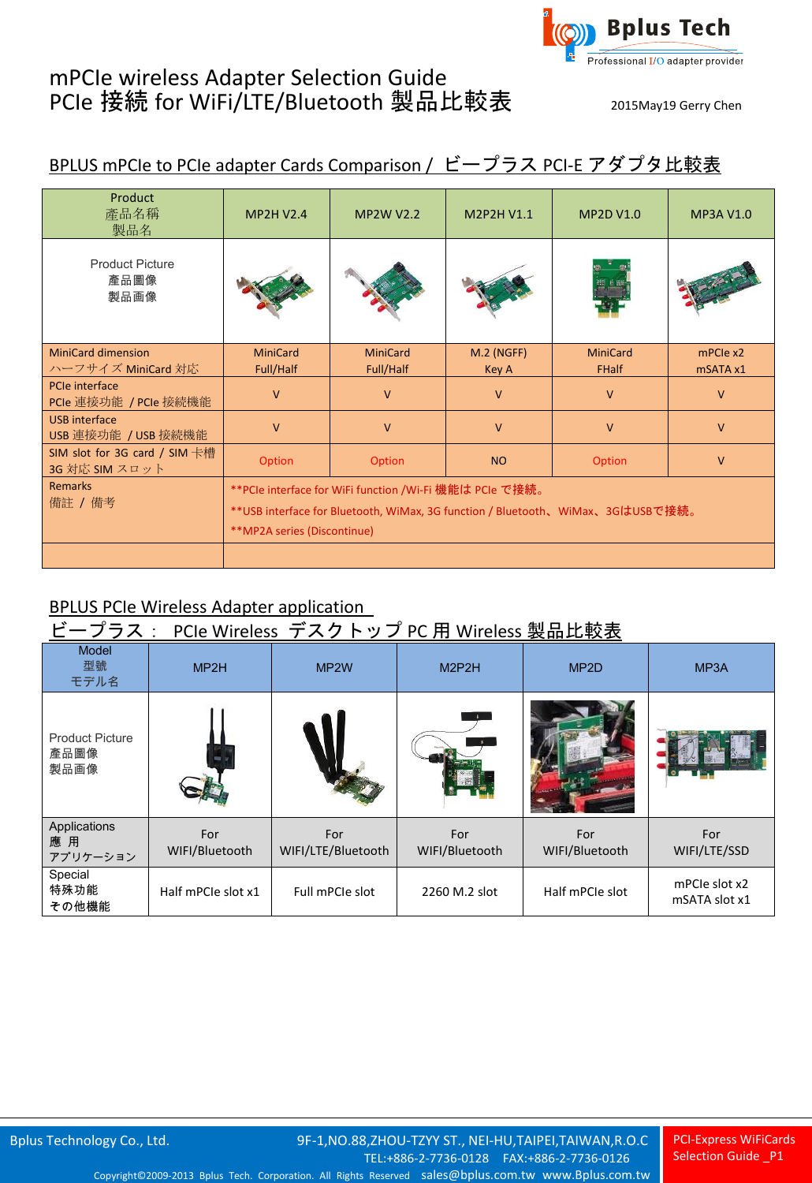# mPCIe wireless Adapter Selection Guide
# PCIe 接続 for WiFi/LTE/Bluetooth 製品比較表

2015May19 Gerry Chen

## BPLUS mPCIe to PCIe adapter Cards Comparison / ビープラス PCI-E アダプタ比較表

| Product 產品名稱 製品名 | MP2H V2.4 | MP2W V2.2 | M2P2H V1.1 | MP2D V1.0 | MP3A V1.0 |
|---|---|---|---|---|---|
| Product Picture 產品圖像 製品画像 | | | | | |
| MiniCard dimension ハーフサイズ MiniCard 対応 | MiniCard Full/Half | MiniCard Full/Half | M.2 (NGFF) Key A | MiniCard FHalf | mPCIe x2 mSATA x1 |
| PCIe interface PCIe 連接功能 / PCIe 接続機能 | V | V | V | V | V |
| USB interface USB 連接功能 / USB 接続機能 | V | V | V | V | V |
| SIM slot for 3G card / SIM 卡槽 3G 対応 SIM スロット | Option | Option | NO | Option | V |
| Remarks 備註 / 備考 | **PCIe interface for WiFi function /Wi-Fi 機能は PCIe で接続。 **USB interface for Bluetooth, WiMax, 3G function / Bluetooth、WiMax、3GはUSBで接続。 **MP2A series (Discontinue) | | | | |

## BPLUS PCIe Wireless Adapter application
## ビープラス： PCIe Wireless デスクトップ PC 用 Wireless 製品比較表

| Model 型號 モデル名 | MP2H | MP2W | M2P2H | MP2D | MP3A |
|---|---|---|---|---|---|
| Product Picture 產品圖像 製品画像 | | | | | |
| Applications 應 用 アプリケーション | For WIFI/Bluetooth | For WIFI/LTE/Bluetooth | For WIFI/Bluetooth | For WIFI/Bluetooth | For WIFI/LTE/SSD |
| Special 特殊功能 その他機能 | Half mPCIe slot x1 | Full mPCIe slot | 2260 M.2 slot | Half mPCIe slot | mPCIe slot x2 mSATA slot x1 |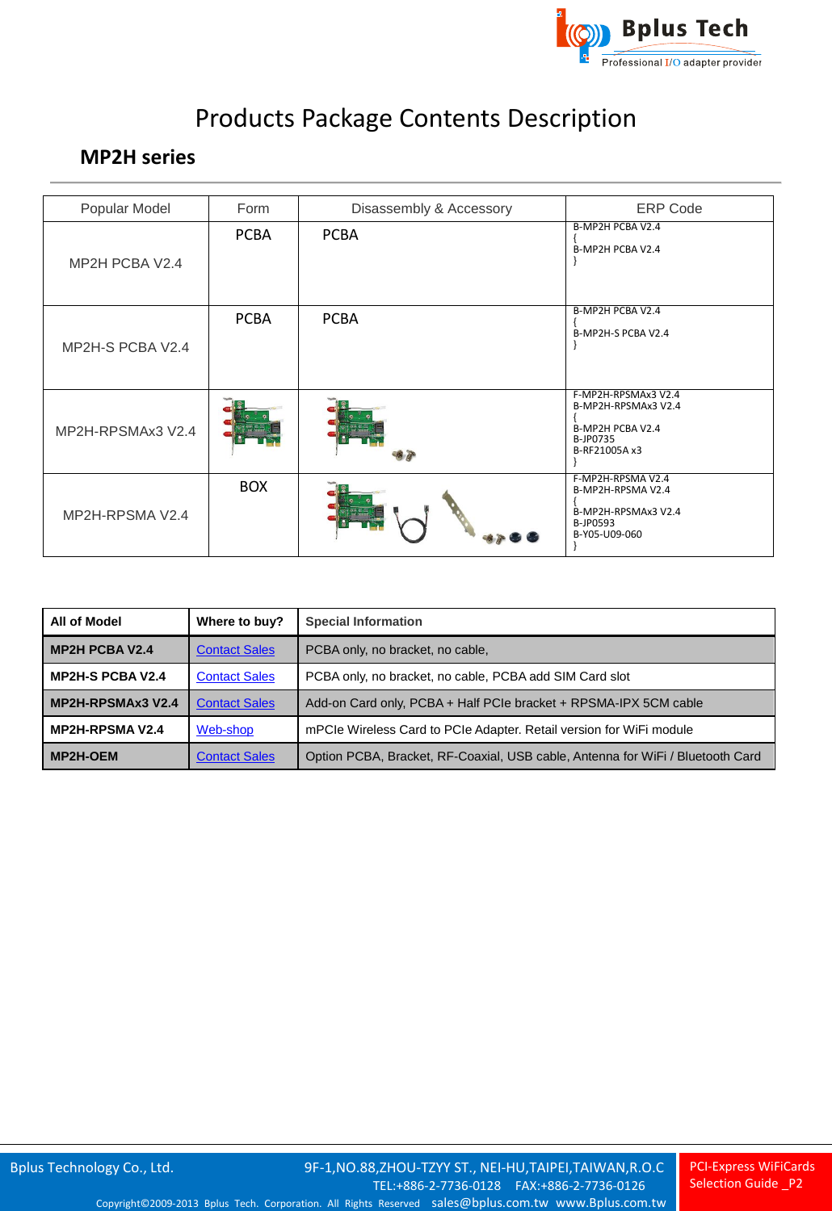# Products Package Contents Description

## MP2H series

| Popular Model | Form | Disassembly & Accessory | ERP Code |
|---|---|---|---|
| MP2H PCBA V2.4 | PCBA | PCBA | B-MP2H PCBA V2.4 { B-MP2H PCBA V2.4 } |
| MP2H-S PCBA V2.4 | PCBA | PCBA | B-MP2H PCBA V2.4 { B-MP2H-S PCBA V2.4 } |
| MP2H-RPSMAx3 V2.4 | | | F-MP2H-RPSMAx3 V2.4 B-MP2H-RPSMAx3 V2.4 { B-MP2H PCBA V2.4 B-JP0735 B-RF21005A x3 } |
| MP2H-RPSMA V2.4 | BOX | | F-MP2H-RPSMA V2.4 B-MP2H-RPSMA V2.4 { B-MP2H-RPSMAx3 V2.4 B-JP0593 B-Y05-U09-060 } |

| All of Model | Where to buy? | Special Information |
|---|---|---|
| **MP2H PCBA V2.4** | Contact Sales | PCBA only, no bracket, no cable, |
| **MP2H-S PCBA V2.4** | Contact Sales | PCBA only, no bracket, no cable, PCBA add SIM Card slot |
| **MP2H-RPSMAx3 V2.4** | Contact Sales | Add-on Card only, PCBA + Half PCIe bracket + RPSMA-IPX 5CM cable |
| **MP2H-RPSMA V2.4** | Web-shop | mPCIe Wireless Card to PCIe Adapter. Retail version for WiFi module |
| **MP2H-OEM** | Contact Sales | Option PCBA, Bracket, RF-Coaxial, USB cable, Antenna for WiFi / Bluetooth Card |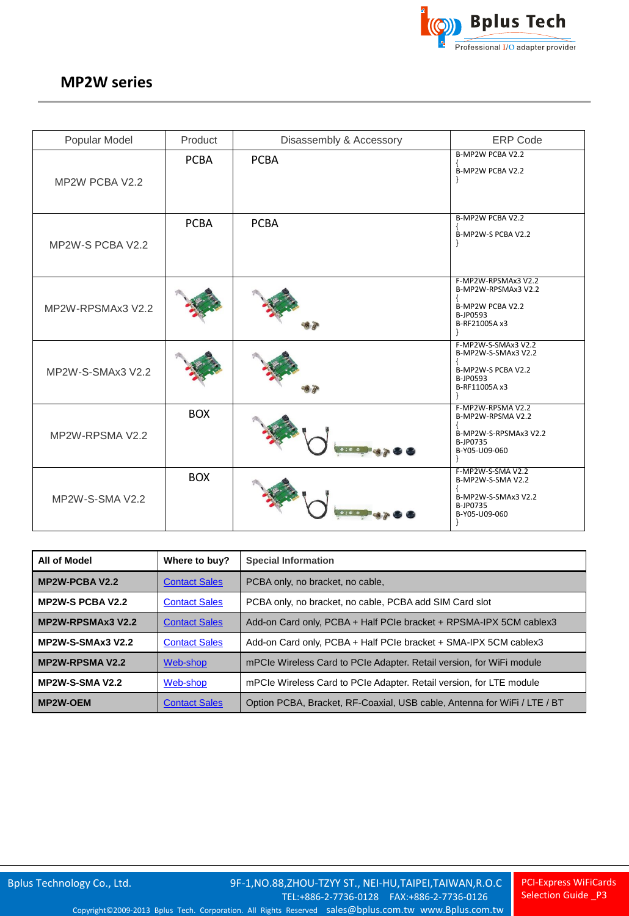## MP2W series

| Popular Model | Product | Disassembly & Accessory | ERP Code |
|---|---|---|---|
| MP2W PCBA V2.2 | PCBA | PCBA | B-MP2W PCBA V2.2<br>{<br>B-MP2W PCBA V2.2<br>} |
| MP2W-S PCBA V2.2 | PCBA | PCBA | B-MP2W PCBA V2.2<br>{<br>B-MP2W-S PCBA V2.2<br>} |
| MP2W-RPSMAx3 V2.2 | | | F-MP2W-RPSMAx3 V2.2<br>B-MP2W-RPSMAx3 V2.2<br>{<br>B-MP2W PCBA V2.2<br>B-JP0593<br>B-RF21005A x3<br>} |
| MP2W-S-SMAx3 V2.2 | | | F-MP2W-S-SMAx3 V2.2<br>B-MP2W-S-SMAx3 V2.2<br>{<br>B-MP2W-S PCBA V2.2<br>B-JP0593<br>B-RF11005A x3<br>} |
| MP2W-RPSMA V2.2 | BOX | | F-MP2W-RPSMA V2.2<br>B-MP2W-RPSMA V2.2<br>{<br>B-MP2W-S-RPSMAx3 V2.2<br>B-JP0735<br>B-Y05-U09-060<br>} |
| MP2W-S-SMA V2.2 | BOX | | F-MP2W-S-SMA V2.2<br>B-MP2W-S-SMA V2.2<br>{<br>B-MP2W-S-SMAx3 V2.2<br>B-JP0735<br>B-Y05-U09-060<br>} |

| All of Model | Where to buy? | Special Information |
|---|---|---|
| **MP2W-PCBA V2.2** | Contact Sales | PCBA only, no bracket, no cable, |
| **MP2W-S PCBA V2.2** | Contact Sales | PCBA only, no bracket, no cable, PCBA add SIM Card slot |
| **MP2W-RPSMAx3 V2.2** | Contact Sales | Add-on Card only, PCBA + Half PCIe bracket + RPSMA-IPX 5CM cablex3 |
| **MP2W-S-SMAx3 V2.2** | Contact Sales | Add-on Card only, PCBA + Half PCIe bracket + SMA-IPX 5CM cablex3 |
| **MP2W-RPSMA V2.2** | Web-shop | mPCIe Wireless Card to PCIe Adapter. Retail version, for WiFi module |
| **MP2W-S-SMA V2.2** | Web-shop | mPCIe Wireless Card to PCIe Adapter. Retail version, for LTE module |
| **MP2W-OEM** | Contact Sales | Option PCBA, Bracket, RF-Coaxial, USB cable, Antenna for WiFi / LTE / BT |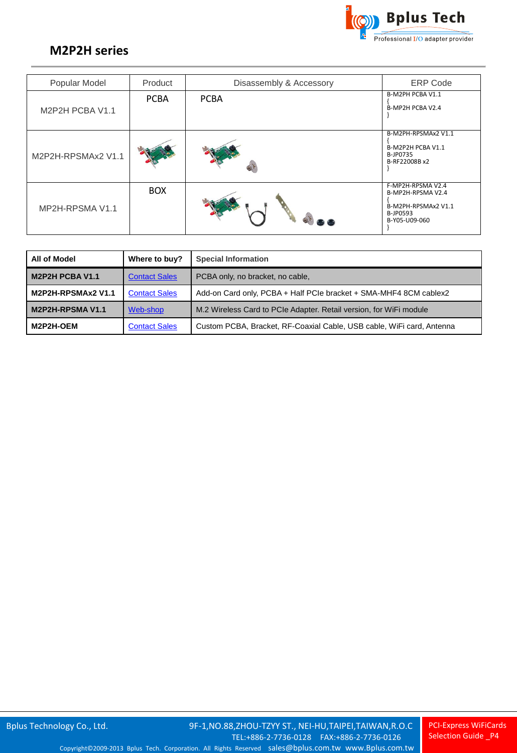## M2P2H series

| Popular Model | Product | Disassembly & Accessory | ERP Code |
|---|---|---|---|
| M2P2H PCBA V1.1 | PCBA | PCBA | B-M2PH PCBA V1.1<br>{<br>B-MP2H PCBA V2.4<br>} |
| M2P2H-RPSMAx2 V1.1 | | | B-M2PH-RPSMAx2 V1.1<br>{<br>B-M2P2H PCBA V1.1<br>B-JP0735<br>B-RF22008B x2<br>} |
| MP2H-RPSMA V1.1 | BOX | | F-MP2H-RPSMA V2.4<br>B-MP2H-RPSMA V2.4<br>{<br>B-M2PH-RPSMAx2 V1.1<br>B-JP0593<br>B-Y05-U09-060<br>} |

| All of Model | Where to buy? | Special Information |
|---|---|---|
| **M2P2H PCBA V1.1** | Contact Sales | PCBA only, no bracket, no cable, |
| **M2P2H-RPSMAx2 V1.1** | Contact Sales | Add-on Card only, PCBA + Half PCIe bracket + SMA-MHF4 8CM cablex2 |
| **M2P2H-RPSMA V1.1** | Web-shop | M.2 Wireless Card to PCIe Adapter. Retail version, for WiFi module |
| **M2P2H-OEM** | Contact Sales | Custom PCBA, Bracket, RF-Coaxial Cable, USB cable, WiFi card, Antenna |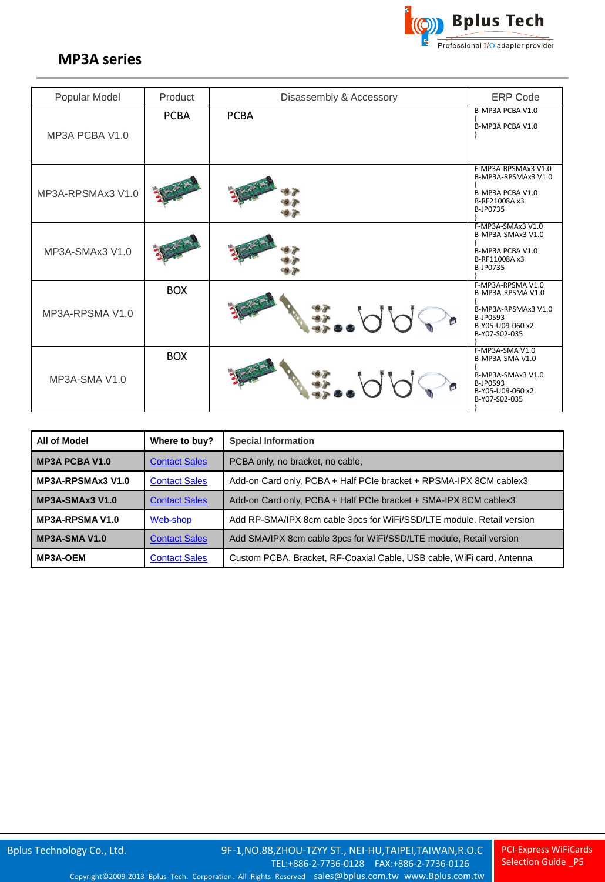## MP3A series

| Popular Model | Product | Disassembly & Accessory | ERP Code |
|---|---|---|---|
| MP3A PCBA V1.0 | PCBA | PCBA | B-MP3A PCBA V1.0 { B-MP3A PCBA V1.0 } |
| MP3A-RPSMAx3 V1.0 | | | F-MP3A-RPSMAx3 V1.0 B-MP3A-RPSMAx3 V1.0 { B-MP3A PCBA V1.0 B-RF21008A x3 B-JP0735 } |
| MP3A-SMAx3 V1.0 | | | F-MP3A-SMAx3 V1.0 B-MP3A-SMAx3 V1.0 { B-MP3A PCBA V1.0 B-RF11008A x3 B-JP0735 } |
| MP3A-RPSMA V1.0 | BOX | | F-MP3A-RPSMA V1.0 B-MP3A-RPSMA V1.0 { B-MP3A-RPSMAx3 V1.0 B-JP0593 B-Y05-U09-060 x2 B-Y07-S02-035 } |
| MP3A-SMA V1.0 | BOX | | F-MP3A-SMA V1.0 B-MP3A-SMA V1.0 { B-MP3A-SMAx3 V1.0 B-JP0593 B-Y05-U09-060 x2 B-Y07-S02-035 } |

| All of Model | Where to buy? | Special Information |
|---|---|---|
| **MP3A PCBA V1.0** | Contact Sales | PCBA only, no bracket, no cable, |
| **MP3A-RPSMAx3 V1.0** | Contact Sales | Add-on Card only, PCBA + Half PCIe bracket + RPSMA-IPX 8CM cablex3 |
| **MP3A-SMAx3 V1.0** | Contact Sales | Add-on Card only, PCBA + Half PCIe bracket + SMA-IPX 8CM cablex3 |
| **MP3A-RPSMA V1.0** | Web-shop | Add RP-SMA/IPX 8cm cable 3pcs for WiFi/SSD/LTE module. Retail version |
| **MP3A-SMA V1.0** | Contact Sales | Add SMA/IPX 8cm cable 3pcs for WiFi/SSD/LTE module, Retail version |
| **MP3A-OEM** | Contact Sales | Custom PCBA, Bracket, RF-Coaxial Cable, USB cable, WiFi card, Antenna |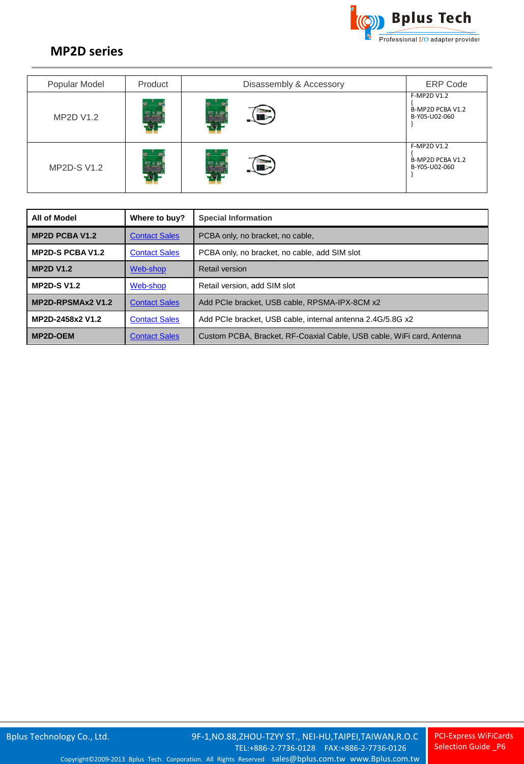## MP2D series

| Popular Model | Product | Disassembly & Accessory | ERP Code |
|---|---|---|---|
| MP2D V1.2 | | | F-MP2D V1.2 { B-MP2D PCBA V1.2 B-Y05-U02-060 } |
| MP2D-S V1.2 | | | F-MP2D V1.2 { B-MP2D PCBA V1.2 B-Y05-U02-060 } |

| All of Model | Where to buy? | Special Information |
|---|---|---|
| **MP2D PCBA V1.2** | Contact Sales | PCBA only, no bracket, no cable, |
| **MP2D-S PCBA V1.2** | Contact Sales | PCBA only, no bracket, no cable, add SIM slot |
| **MP2D V1.2** | Web-shop | Retail version |
| **MP2D-S V1.2** | Web-shop | Retail version, add SIM slot |
| **MP2D-RPSMAx2 V1.2** | Contact Sales | Add PCIe bracket, USB cable, RPSMA-IPX-8CM x2 |
| **MP2D-2458x2 V1.2** | Contact Sales | Add PCIe bracket, USB cable, internal antenna 2.4G/5.8G x2 |
| **MP2D-OEM** | Contact Sales | Custom PCBA, Bracket, RF-Coaxial Cable, USB cable, WiFi card, Antenna |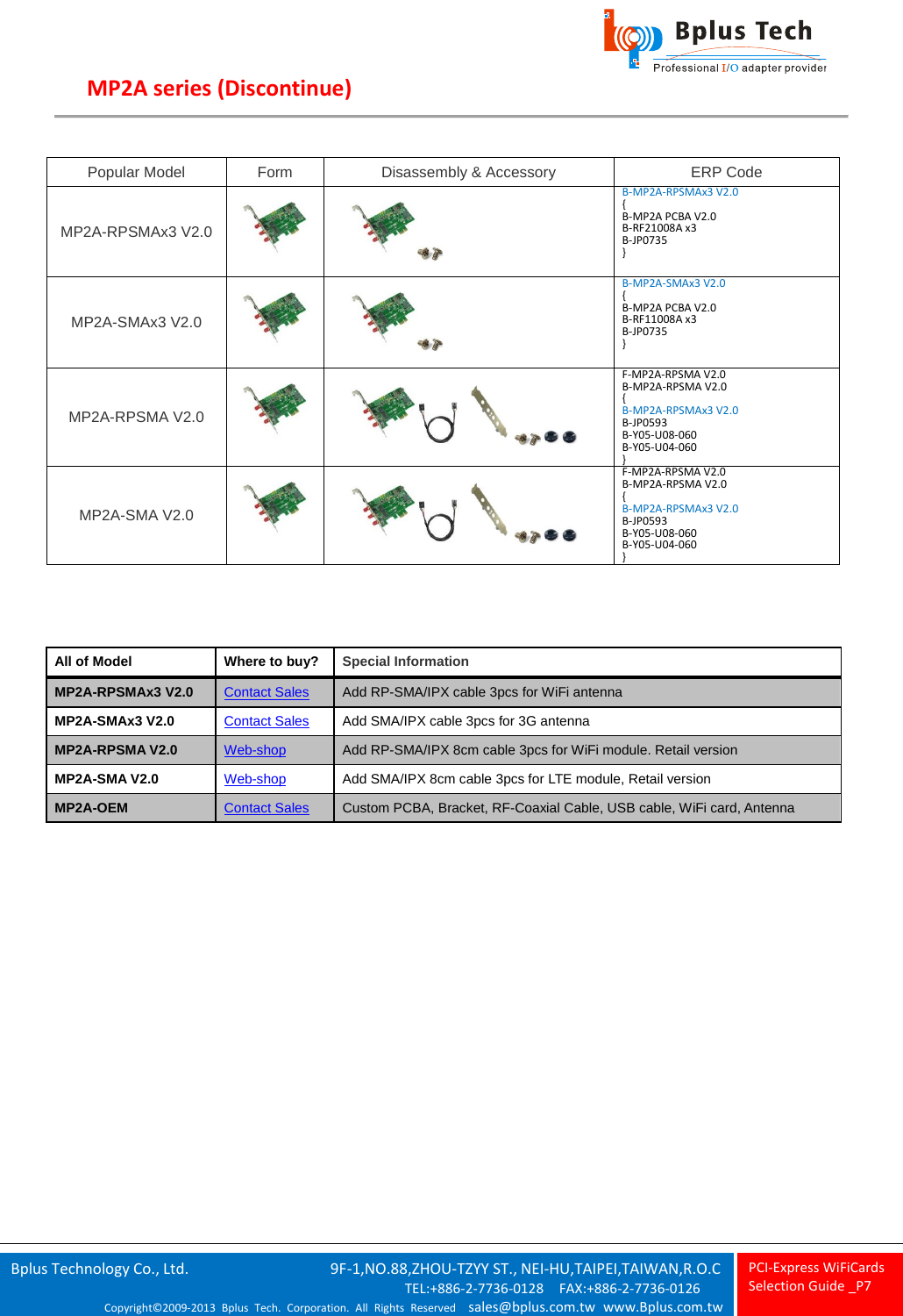## MP2A series (Discontinue)

| Popular Model | Form | Disassembly & Accessory | ERP Code |
|---|---|---|---|
| MP2A-RPSMAx3 V2.0 | | | B-MP2A-RPSMAx3 V2.0 { B-MP2A PCBA V2.0 B-RF21008A x3 B-JP0735 } |
| MP2A-SMAx3 V2.0 | | | B-MP2A-SMAx3 V2.0 { B-MP2A PCBA V2.0 B-RF11008A x3 B-JP0735 } |
| MP2A-RPSMA V2.0 | | | F-MP2A-RPSMA V2.0 B-MP2A-RPSMA V2.0 { B-MP2A-RPSMAx3 V2.0 B-JP0593 B-Y05-U08-060 B-Y05-U04-060 } |
| MP2A-SMA V2.0 | | | F-MP2A-RPSMA V2.0 B-MP2A-RPSMA V2.0 { B-MP2A-RPSMAx3 V2.0 B-JP0593 B-Y05-U08-060 B-Y05-U04-060 } |

| All of Model | Where to buy? | Special Information |
|---|---|---|
| **MP2A-RPSMAx3 V2.0** | Contact Sales | Add RP-SMA/IPX cable 3pcs for WiFi antenna |
| **MP2A-SMAx3 V2.0** | Contact Sales | Add SMA/IPX cable 3pcs for 3G antenna |
| **MP2A-RPSMA V2.0** | Web-shop | Add RP-SMA/IPX 8cm cable 3pcs for WiFi module. Retail version |
| **MP2A-SMA V2.0** | Web-shop | Add SMA/IPX 8cm cable 3pcs for LTE module, Retail version |
| **MP2A-OEM** | Contact Sales | Custom PCBA, Bracket, RF-Coaxial Cable, USB cable, WiFi card, Antenna |